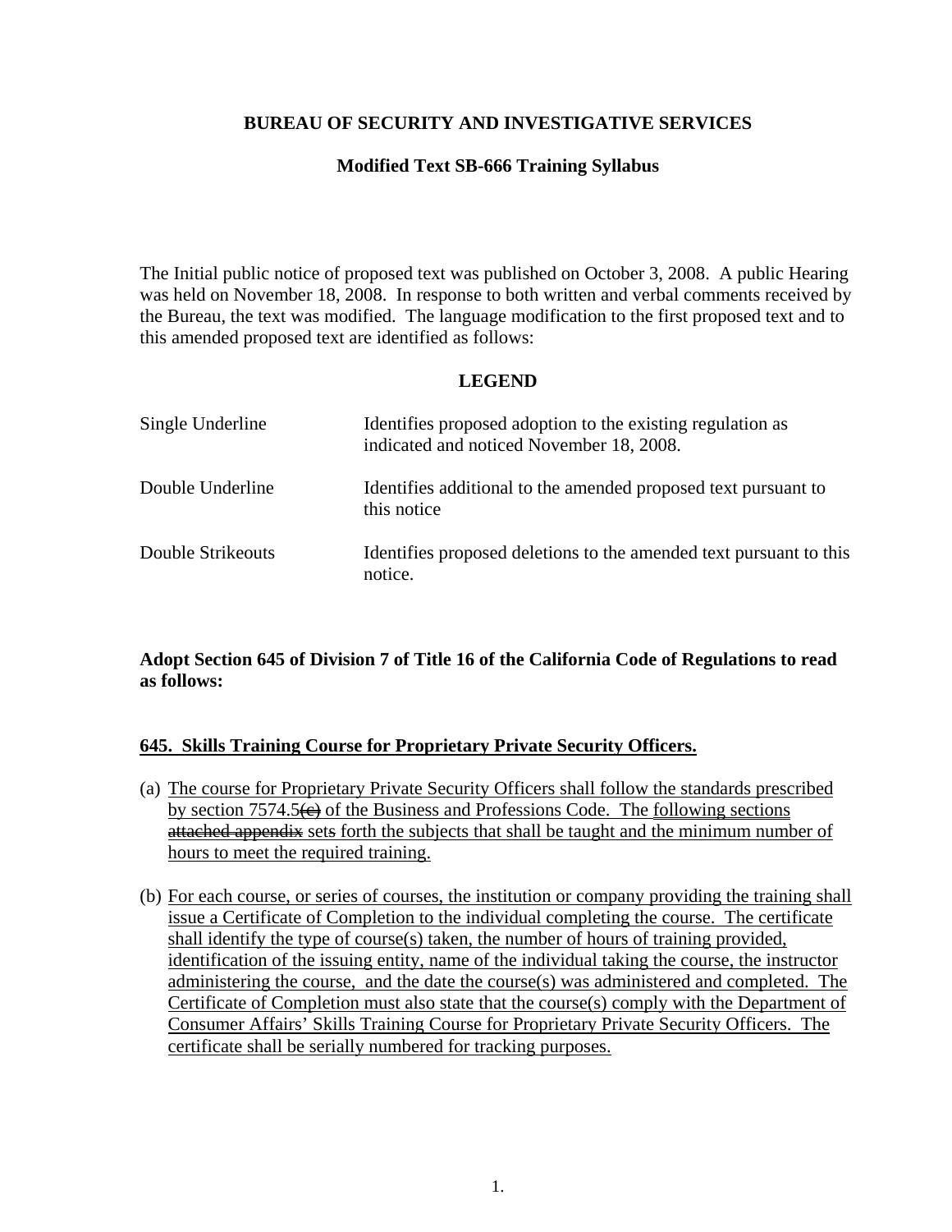**BUREAU OF SECURITY AND INVESTIGATIVE SERVICES**

**Modified Text SB-666 Training Syllabus**

The Initial public notice of proposed text was published on October 3, 2008. A public Hearing was held on November 18, 2008. In response to both written and verbal comments received by the Bureau, the text was modified. The language modification to the first proposed text and to this amended proposed text are identified as follows:

**LEGEND**

| | |
|---|---|
| Single Underline | Identifies proposed adoption to the existing regulation as indicated and noticed November 18, 2008. |
| Double Underline | Identifies additional to the amended proposed text pursuant to this notice |
| Double Strikeouts | Identifies proposed deletions to the amended text pursuant to this notice. |

**Adopt Section 645 of Division 7 of Title 16 of the California Code of Regulations to read as follows:**

**<u>645. Skills Training Course for Proprietary Private Security Officers.</u>**

(a) <u>The course for Proprietary Private Security Officers shall follow the standards prescribed by section 7574.5~~(c)~~ of the Business and Professions Code. The following sections ~~attached appendix~~ sets~~s~~ forth the subjects that shall be taught and the minimum number of hours to meet the required training.</u>

(b) <u>For each course, or series of courses, the institution or company providing the training shall issue a Certificate of Completion to the individual completing the course. The certificate shall identify the type of course(s) taken, the number of hours of training provided, identification of the issuing entity, name of the individual taking the course, the instructor administering the course, and the date the course(s) was administered and completed. The Certificate of Completion must also state that the course(s) comply with the Department of Consumer Affairs' Skills Training Course for Proprietary Private Security Officers. The certificate shall be serially numbered for tracking purposes.</u>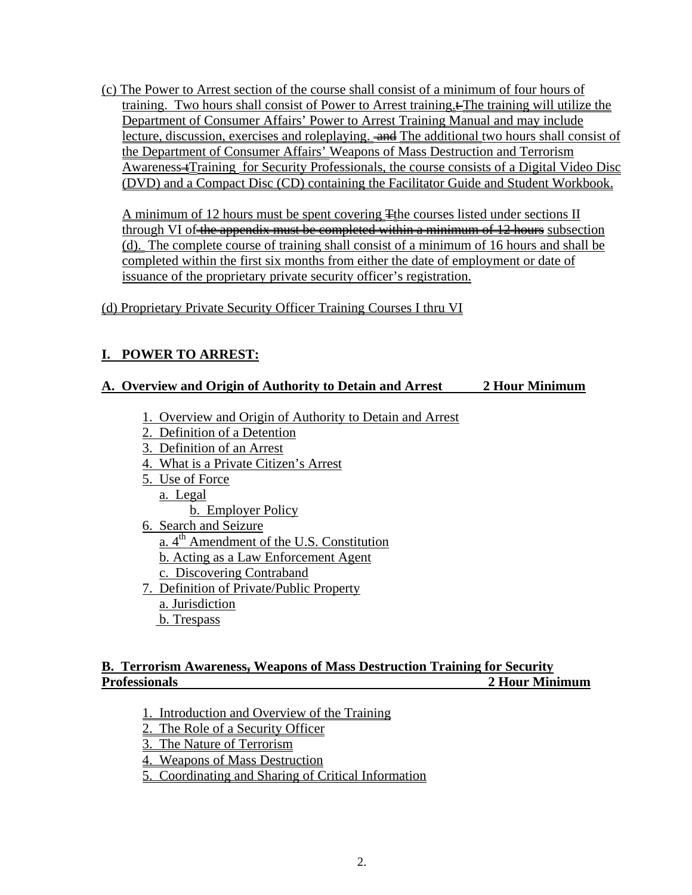(c) The Power to Arrest section of the course shall consist of a minimum of four hours of training. Two hours shall consist of Power to Arrest training.t The training will utilize the Department of Consumer Affairs' Power to Arrest Training Manual and may include lecture, discussion, exercises and roleplaying. and The additional two hours shall consist of the Department of Consumer Affairs' Weapons of Mass Destruction and Terrorism Awareness tTraining for Security Professionals, the course consists of a Digital Video Disc (DVD) and a Compact Disc (CD) containing the Facilitator Guide and Student Workbook.

A minimum of 12 hours must be spent covering Tthe courses listed under sections II through VI of the appendix must be completed within a minimum of 12 hours subsection (d). The complete course of training shall consist of a minimum of 16 hours and shall be completed within the first six months from either the date of employment or date of issuance of the proprietary private security officer's registration.

(d) Proprietary Private Security Officer Training Courses I thru VI

**I. POWER TO ARREST:**

**A. Overview and Origin of Authority to Detain and Arrest 2 Hour Minimum**

1. Overview and Origin of Authority to Detain and Arrest
2. Definition of a Detention
3. Definition of an Arrest
4. What is a Private Citizen's Arrest
5. Use of Force
   a. Legal
   b. Employer Policy
6. Search and Seizure
   a. 4th Amendment of the U.S. Constitution
   b. Acting as a Law Enforcement Agent
   c. Discovering Contraband
7. Definition of Private/Public Property
   a. Jurisdiction
   b. Trespass

**B. Terrorism Awareness, Weapons of Mass Destruction Training for Security Professionals 2 Hour Minimum**

1. Introduction and Overview of the Training
2. The Role of a Security Officer
3. The Nature of Terrorism
4. Weapons of Mass Destruction
5. Coordinating and Sharing of Critical Information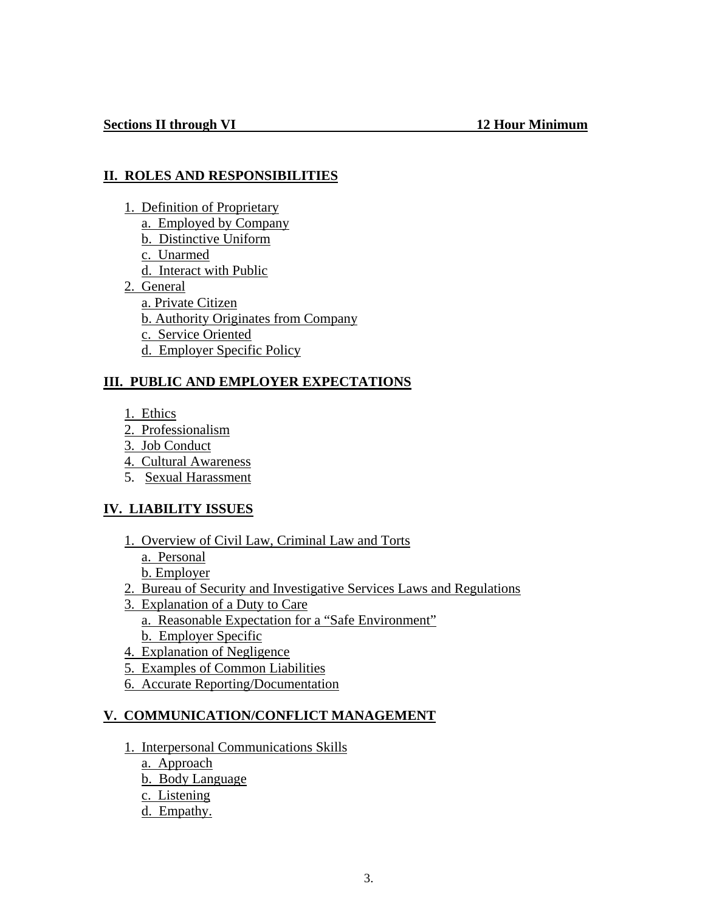**Sections II through VI 12 Hour Minimum**

## II. ROLES AND RESPONSIBILITIES

1. Definition of Proprietary
   - a. Employed by Company
   - b. Distinctive Uniform
   - c. Unarmed
   - d. Interact with Public
2. General
   - a. Private Citizen
   - b. Authority Originates from Company
   - c. Service Oriented
   - d. Employer Specific Policy

## III. PUBLIC AND EMPLOYER EXPECTATIONS

1. Ethics
2. Professionalism
3. Job Conduct
4. Cultural Awareness
5. Sexual Harassment

## IV. LIABILITY ISSUES

1. Overview of Civil Law, Criminal Law and Torts
   - a. Personal
   - b. Employer
2. Bureau of Security and Investigative Services Laws and Regulations
3. Explanation of a Duty to Care
   - a. Reasonable Expectation for a "Safe Environment"
   - b. Employer Specific
4. Explanation of Negligence
5. Examples of Common Liabilities
6. Accurate Reporting/Documentation

## V. COMMUNICATION/CONFLICT MANAGEMENT

1. Interpersonal Communications Skills
   - a. Approach
   - b. Body Language
   - c. Listening
   - d. Empathy.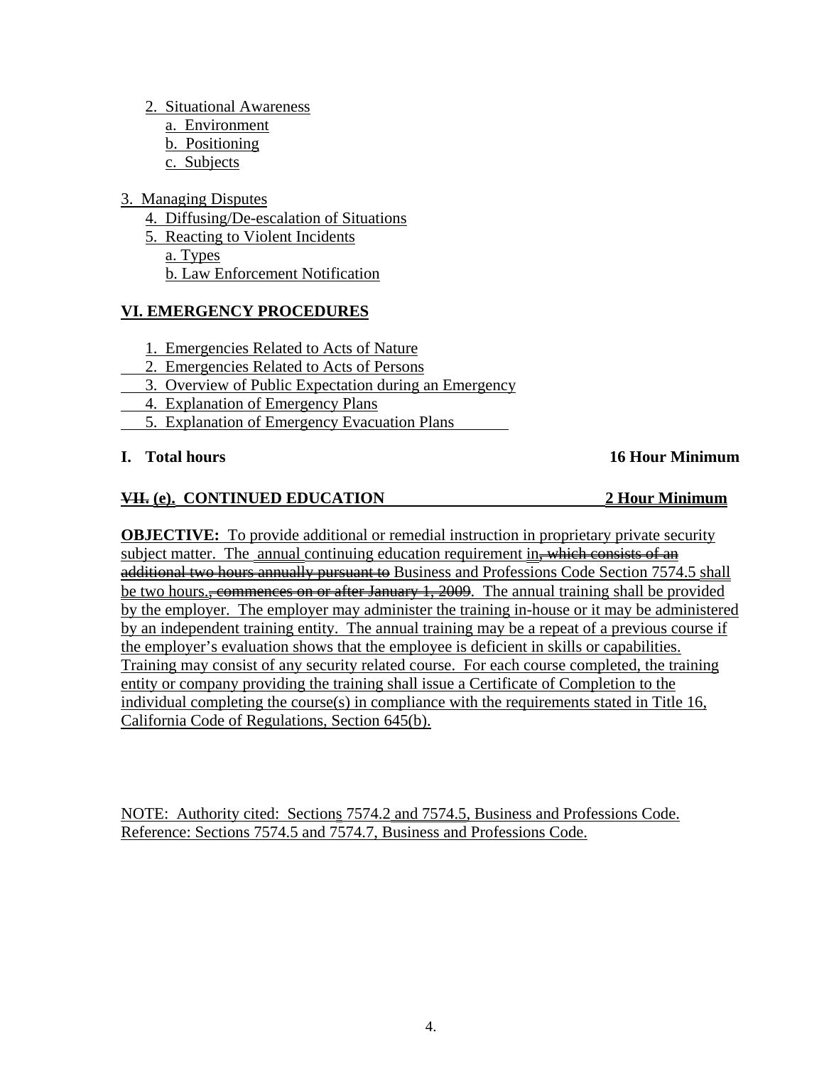2. Situational Awareness
   a. Environment
   b. Positioning
   c. Subjects

3. Managing Disputes
   4. Diffusing/De-escalation of Situations
   5. Reacting to Violent Incidents
      a. Types
      b. Law Enforcement Notification

**VI. EMERGENCY PROCEDURES**

1. Emergencies Related to Acts of Nature
2. Emergencies Related to Acts of Persons
3. Overview of Public Expectation during an Emergency
4. Explanation of Emergency Plans
5. Explanation of Emergency Evacuation Plans

**I. Total hours** **16 Hour Minimum**

**~~VII.~~ (e). CONTINUED EDUCATION** **2 Hour Minimum**

**OBJECTIVE:** To provide additional or remedial instruction in proprietary private security subject matter. The annual continuing education requirement in~~, which consists of an additional two hours annually pursuant to~~ Business and Professions Code Section 7574.5 shall be two hours.~~, commences on or after January 1, 2009~~. The annual training shall be provided by the employer. The employer may administer the training in-house or it may be administered by an independent training entity. The annual training may be a repeat of a previous course if the employer's evaluation shows that the employee is deficient in skills or capabilities. Training may consist of any security related course. For each course completed, the training entity or company providing the training shall issue a Certificate of Completion to the individual completing the course(s) in compliance with the requirements stated in Title 16, California Code of Regulations, Section 645(b).

NOTE: Authority cited: Sections 7574.2 and 7574.5, Business and Professions Code. Reference: Sections 7574.5 and 7574.7, Business and Professions Code.